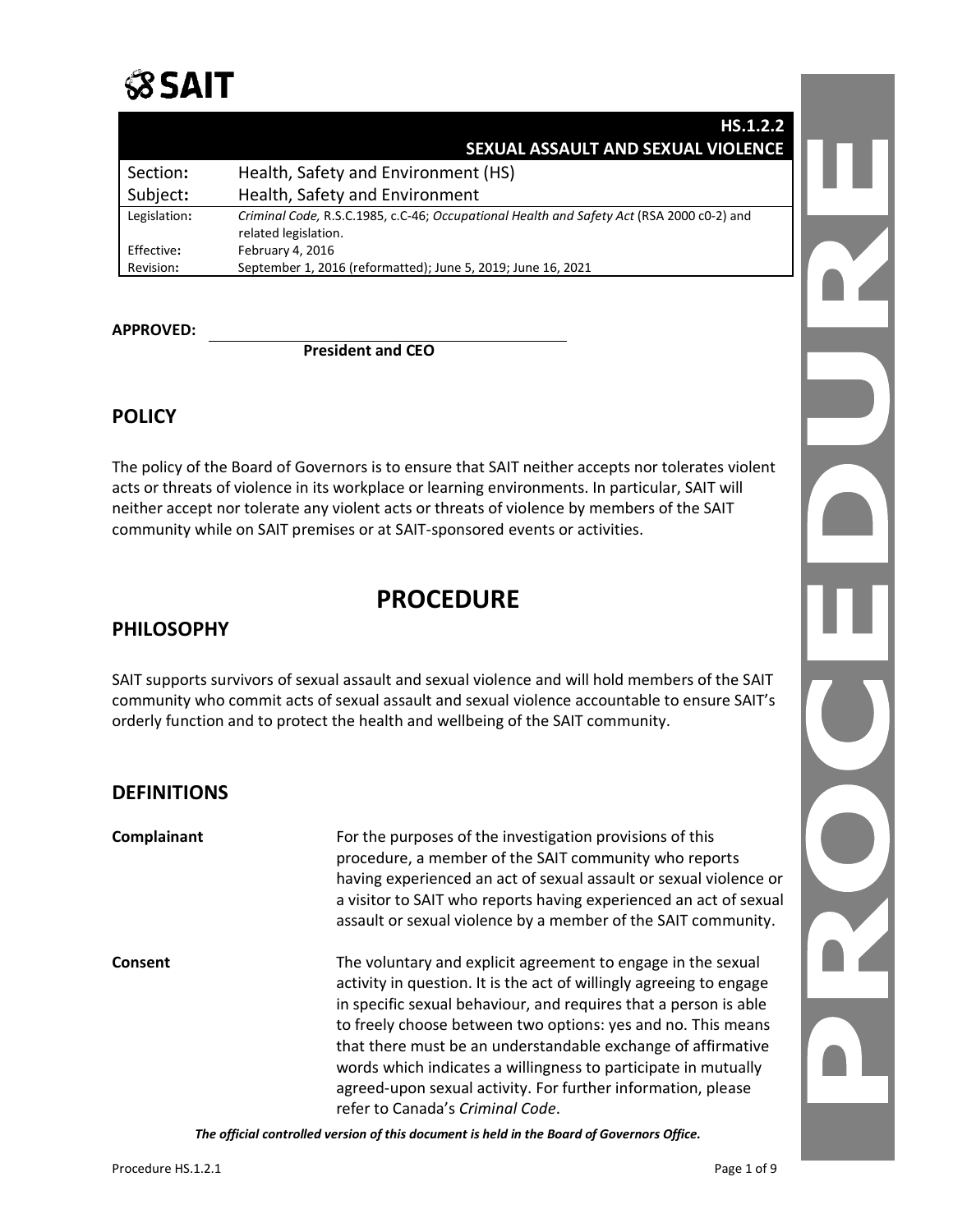**SAIT**

| | HS.1.2.2 SEXUAL ASSAULT AND SEXUAL VIOLENCE |
|---|---|
| Section: | Health, Safety and Environment (HS) |
| Subject: | Health, Safety and Environment |
| Legislation: | *Criminal Code,* R.S.C.1985, c.C-46; *Occupational Health and Safety Act* (RSA 2000 c0-2) and related legislation. |
| Effective: | February 4, 2016 |
| Revision: | September 1, 2016 (reformatted); June 5, 2019; June 16, 2021 |

**APPROVED:** ______________________________
**President and CEO**

## POLICY

The policy of the Board of Governors is to ensure that SAIT neither accepts nor tolerates violent acts or threats of violence in its workplace or learning environments. In particular, SAIT will neither accept nor tolerate any violent acts or threats of violence by members of the SAIT community while on SAIT premises or at SAIT-sponsored events or activities.

# PROCEDURE

## PHILOSOPHY

SAIT supports survivors of sexual assault and sexual violence and will hold members of the SAIT community who commit acts of sexual assault and sexual violence accountable to ensure SAIT's orderly function and to protect the health and wellbeing of the SAIT community.

## DEFINITIONS

**Complainant** — For the purposes of the investigation provisions of this procedure, a member of the SAIT community who reports having experienced an act of sexual assault or sexual violence or a visitor to SAIT who reports having experienced an act of sexual assault or sexual violence by a member of the SAIT community.

**Consent** — The voluntary and explicit agreement to engage in the sexual activity in question. It is the act of willingly agreeing to engage in specific sexual behaviour, and requires that a person is able to freely choose between two options: yes and no. This means that there must be an understandable exchange of affirmative words which indicates a willingness to participate in mutually agreed-upon sexual activity. For further information, please refer to Canada's *Criminal Code*.

***The official controlled version of this document is held in the Board of Governors Office.***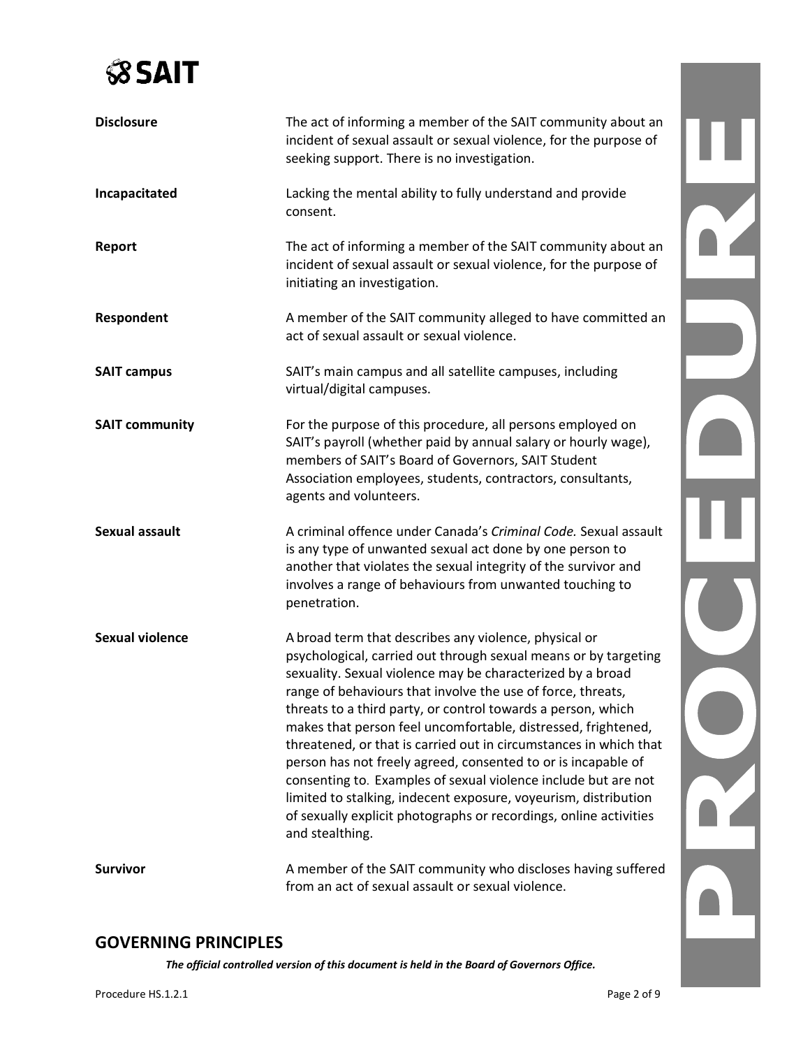| | |
|---|---|
| **Disclosure** | The act of informing a member of the SAIT community about an incident of sexual assault or sexual violence, for the purpose of seeking support. There is no investigation. |
| **Incapacitated** | Lacking the mental ability to fully understand and provide consent. |
| **Report** | The act of informing a member of the SAIT community about an incident of sexual assault or sexual violence, for the purpose of initiating an investigation. |
| **Respondent** | A member of the SAIT community alleged to have committed an act of sexual assault or sexual violence. |
| **SAIT campus** | SAIT's main campus and all satellite campuses, including virtual/digital campuses. |
| **SAIT community** | For the purpose of this procedure, all persons employed on SAIT's payroll (whether paid by annual salary or hourly wage), members of SAIT's Board of Governors, SAIT Student Association employees, students, contractors, consultants, agents and volunteers. |
| **Sexual assault** | A criminal offence under Canada's *Criminal Code.* Sexual assault is any type of unwanted sexual act done by one person to another that violates the sexual integrity of the survivor and involves a range of behaviours from unwanted touching to penetration. |
| **Sexual violence** | A broad term that describes any violence, physical or psychological, carried out through sexual means or by targeting sexuality. Sexual violence may be characterized by a broad range of behaviours that involve the use of force, threats, threats to a third party, or control towards a person, which makes that person feel uncomfortable, distressed, frightened, threatened, or that is carried out in circumstances in which that person has not freely agreed, consented to or is incapable of consenting to. Examples of sexual violence include but are not limited to stalking, indecent exposure, voyeurism, distribution of sexually explicit photographs or recordings, online activities and stealthing. |
| **Survivor** | A member of the SAIT community who discloses having suffered from an act of sexual assault or sexual violence. |

## GOVERNING PRINCIPLES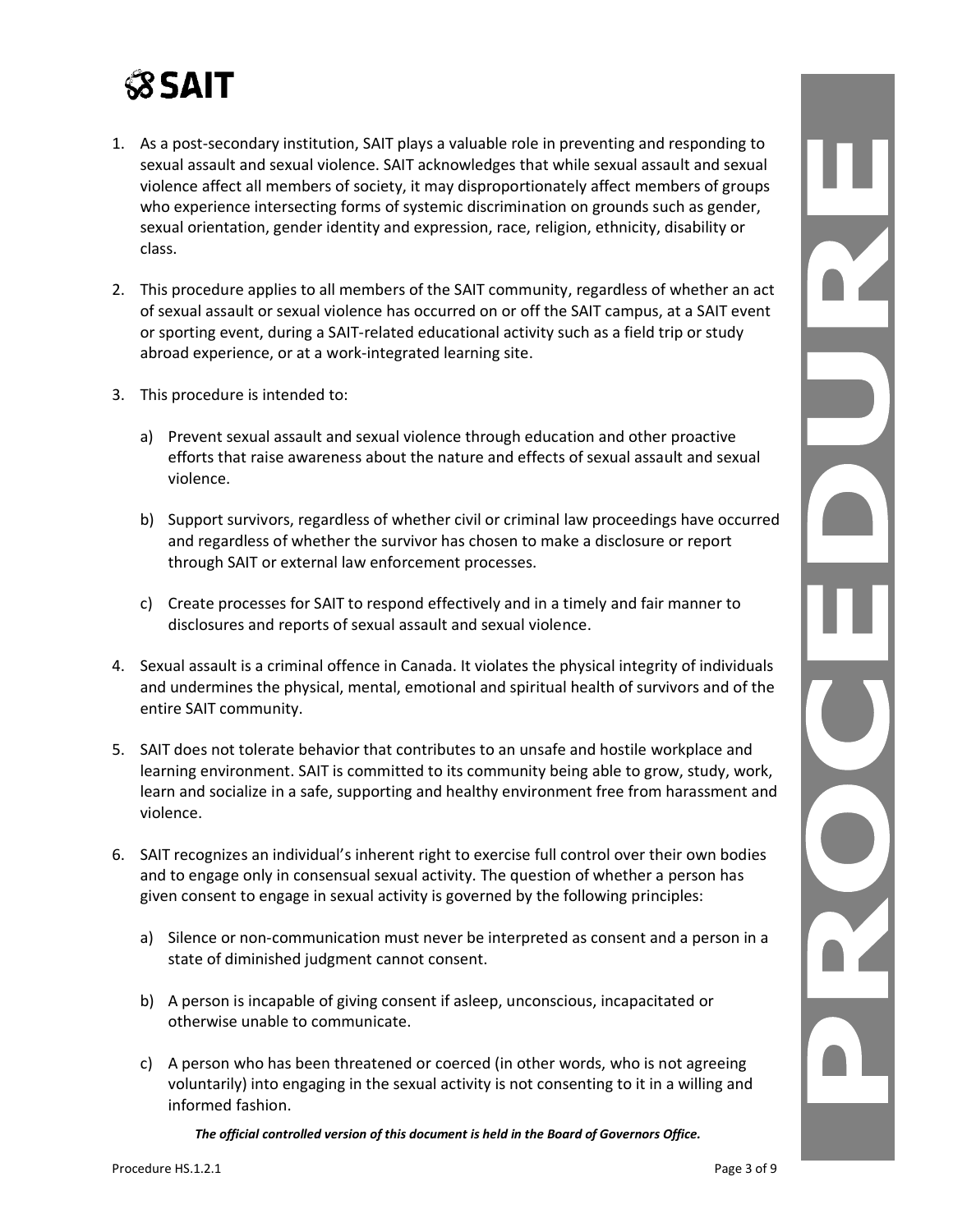1. As a post-secondary institution, SAIT plays a valuable role in preventing and responding to sexual assault and sexual violence. SAIT acknowledges that while sexual assault and sexual violence affect all members of society, it may disproportionately affect members of groups who experience intersecting forms of systemic discrimination on grounds such as gender, sexual orientation, gender identity and expression, race, religion, ethnicity, disability or class.

2. This procedure applies to all members of the SAIT community, regardless of whether an act of sexual assault or sexual violence has occurred on or off the SAIT campus, at a SAIT event or sporting event, during a SAIT-related educational activity such as a field trip or study abroad experience, or at a work-integrated learning site.

3. This procedure is intended to:

   a) Prevent sexual assault and sexual violence through education and other proactive efforts that raise awareness about the nature and effects of sexual assault and sexual violence.

   b) Support survivors, regardless of whether civil or criminal law proceedings have occurred and regardless of whether the survivor has chosen to make a disclosure or report through SAIT or external law enforcement processes.

   c) Create processes for SAIT to respond effectively and in a timely and fair manner to disclosures and reports of sexual assault and sexual violence.

4. Sexual assault is a criminal offence in Canada. It violates the physical integrity of individuals and undermines the physical, mental, emotional and spiritual health of survivors and of the entire SAIT community.

5. SAIT does not tolerate behavior that contributes to an unsafe and hostile workplace and learning environment. SAIT is committed to its community being able to grow, study, work, learn and socialize in a safe, supporting and healthy environment free from harassment and violence.

6. SAIT recognizes an individual's inherent right to exercise full control over their own bodies and to engage only in consensual sexual activity. The question of whether a person has given consent to engage in sexual activity is governed by the following principles:

   a) Silence or non-communication must never be interpreted as consent and a person in a state of diminished judgment cannot consent.

   b) A person is incapable of giving consent if asleep, unconscious, incapacitated or otherwise unable to communicate.

   c) A person who has been threatened or coerced (in other words, who is not agreeing voluntarily) into engaging in the sexual activity is not consenting to it in a willing and informed fashion.

***The official controlled version of this document is held in the Board of Governors Office.***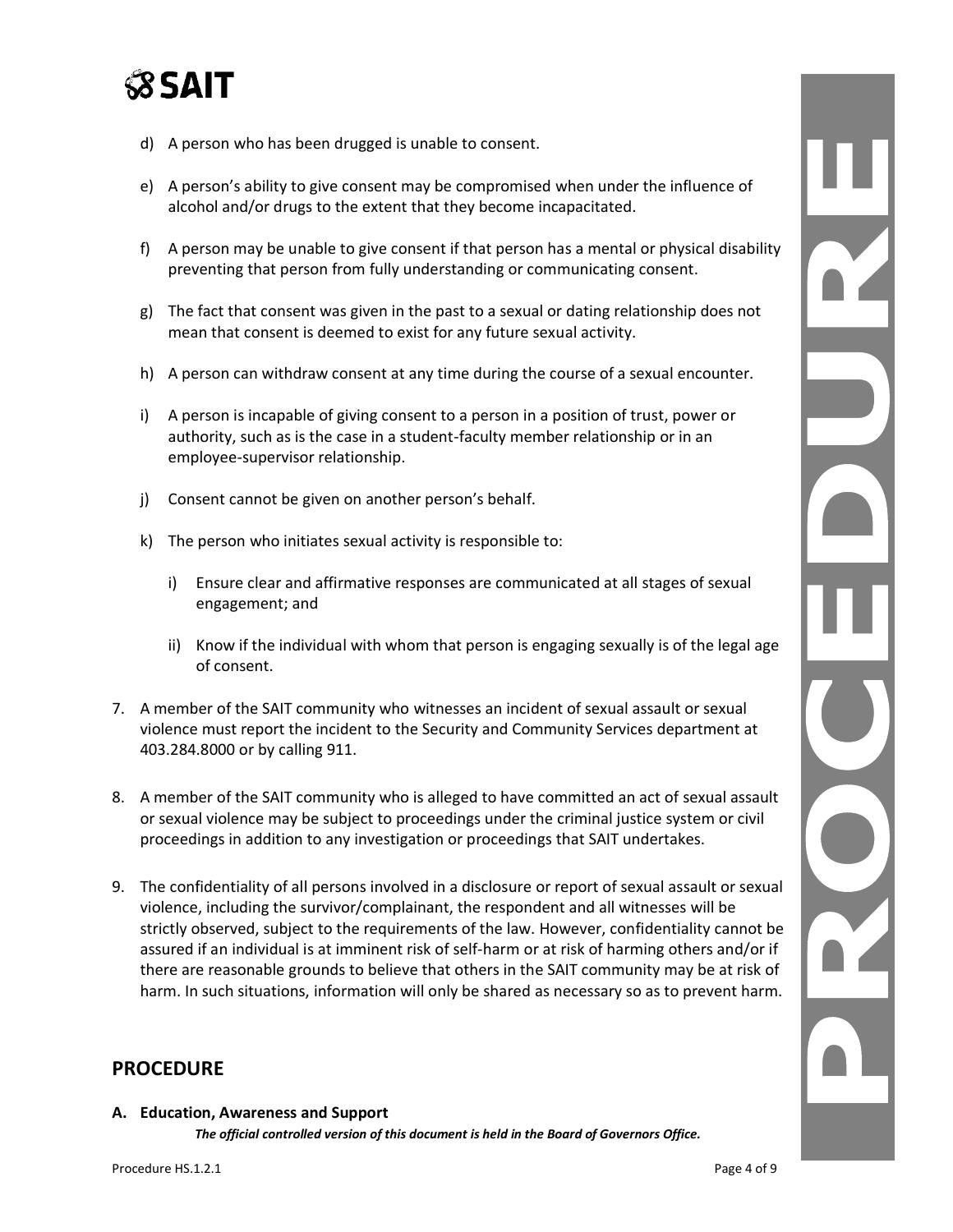d) A person who has been drugged is unable to consent.

e) A person's ability to give consent may be compromised when under the influence of alcohol and/or drugs to the extent that they become incapacitated.

f) A person may be unable to give consent if that person has a mental or physical disability preventing that person from fully understanding or communicating consent.

g) The fact that consent was given in the past to a sexual or dating relationship does not mean that consent is deemed to exist for any future sexual activity.

h) A person can withdraw consent at any time during the course of a sexual encounter.

i) A person is incapable of giving consent to a person in a position of trust, power or authority, such as is the case in a student-faculty member relationship or in an employee-supervisor relationship.

j) Consent cannot be given on another person's behalf.

k) The person who initiates sexual activity is responsible to:

   i) Ensure clear and affirmative responses are communicated at all stages of sexual engagement; and

   ii) Know if the individual with whom that person is engaging sexually is of the legal age of consent.

7. A member of the SAIT community who witnesses an incident of sexual assault or sexual violence must report the incident to the Security and Community Services department at 403.284.8000 or by calling 911.

8. A member of the SAIT community who is alleged to have committed an act of sexual assault or sexual violence may be subject to proceedings under the criminal justice system or civil proceedings in addition to any investigation or proceedings that SAIT undertakes.

9. The confidentiality of all persons involved in a disclosure or report of sexual assault or sexual violence, including the survivor/complainant, the respondent and all witnesses will be strictly observed, subject to the requirements of the law. However, confidentiality cannot be assured if an individual is at imminent risk of self-harm or at risk of harming others and/or if there are reasonable grounds to believe that others in the SAIT community may be at risk of harm. In such situations, information will only be shared as necessary so as to prevent harm.

## PROCEDURE

**A. Education, Awareness and Support**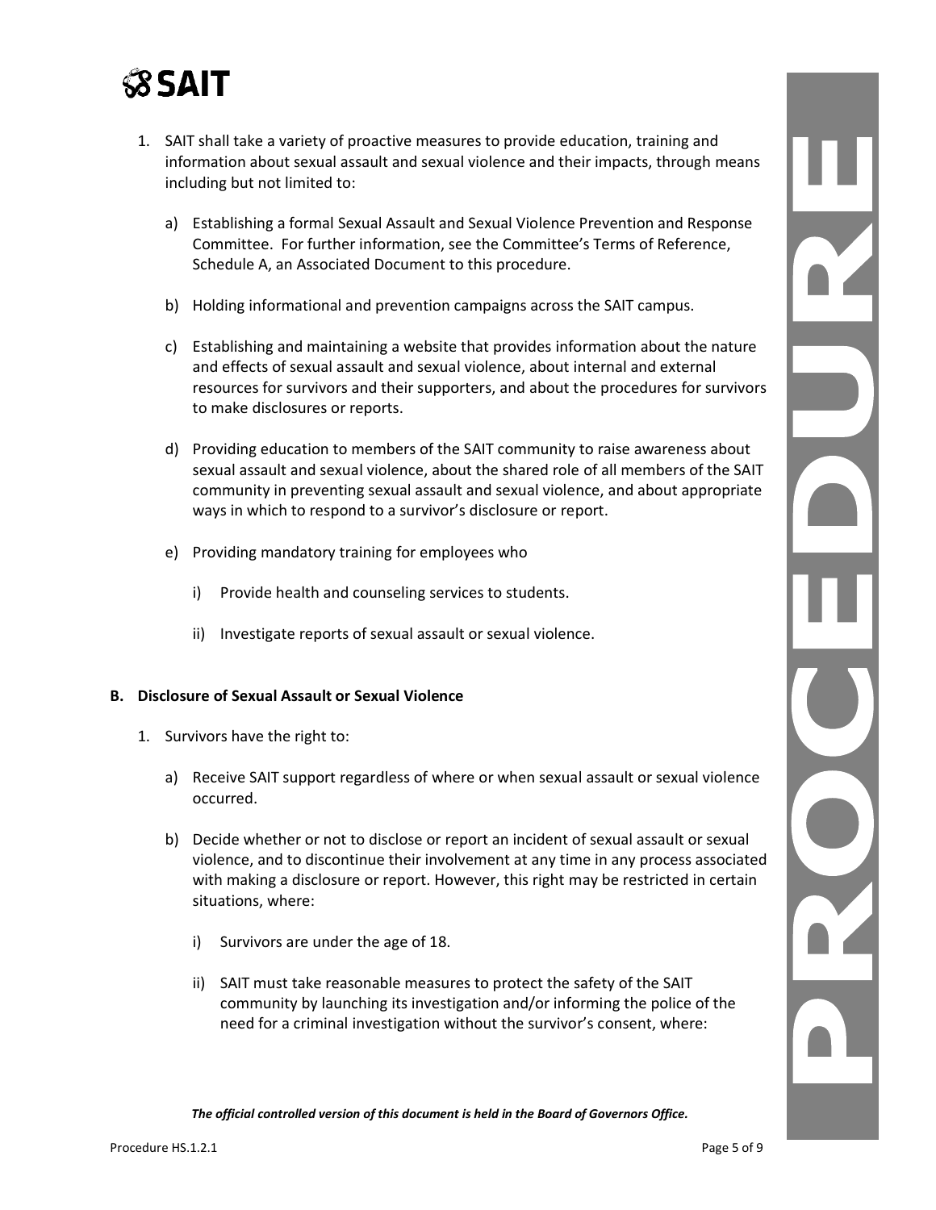1. SAIT shall take a variety of proactive measures to provide education, training and information about sexual assault and sexual violence and their impacts, through means including but not limited to:

   a) Establishing a formal Sexual Assault and Sexual Violence Prevention and Response Committee. For further information, see the Committee's Terms of Reference, Schedule A, an Associated Document to this procedure.

   b) Holding informational and prevention campaigns across the SAIT campus.

   c) Establishing and maintaining a website that provides information about the nature and effects of sexual assault and sexual violence, about internal and external resources for survivors and their supporters, and about the procedures for survivors to make disclosures or reports.

   d) Providing education to members of the SAIT community to raise awareness about sexual assault and sexual violence, about the shared role of all members of the SAIT community in preventing sexual assault and sexual violence, and about appropriate ways in which to respond to a survivor's disclosure or report.

   e) Providing mandatory training for employees who

      i) Provide health and counseling services to students.

      ii) Investigate reports of sexual assault or sexual violence.

**B. Disclosure of Sexual Assault or Sexual Violence**

1. Survivors have the right to:

   a) Receive SAIT support regardless of where or when sexual assault or sexual violence occurred.

   b) Decide whether or not to disclose or report an incident of sexual assault or sexual violence, and to discontinue their involvement at any time in any process associated with making a disclosure or report. However, this right may be restricted in certain situations, where:

      i) Survivors are under the age of 18.

      ii) SAIT must take reasonable measures to protect the safety of the SAIT community by launching its investigation and/or informing the police of the need for a criminal investigation without the survivor's consent, where:

***The official controlled version of this document is held in the Board of Governors Office.***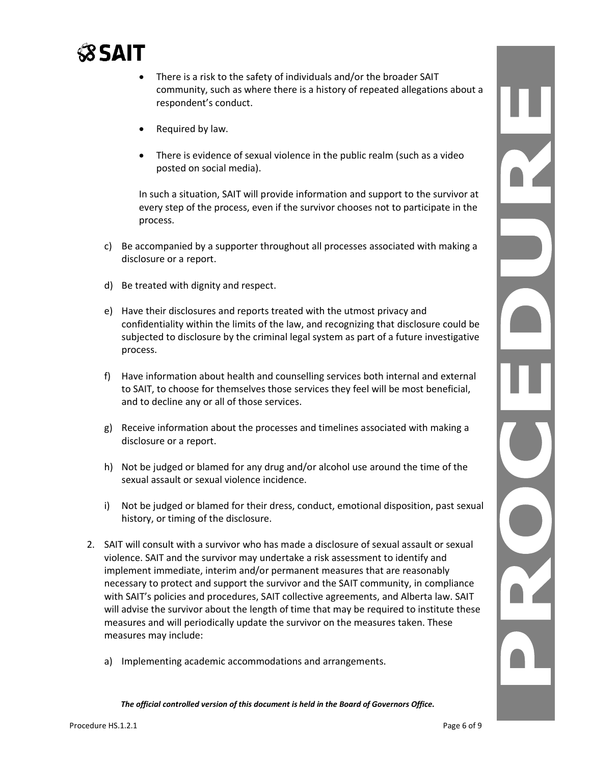- There is a risk to the safety of individuals and/or the broader SAIT community, such as where there is a history of repeated allegations about a respondent's conduct.
- Required by law.
- There is evidence of sexual violence in the public realm (such as a video posted on social media).

  In such a situation, SAIT will provide information and support to the survivor at every step of the process, even if the survivor chooses not to participate in the process.

c) Be accompanied by a supporter throughout all processes associated with making a disclosure or a report.

d) Be treated with dignity and respect.

e) Have their disclosures and reports treated with the utmost privacy and confidentiality within the limits of the law, and recognizing that disclosure could be subjected to disclosure by the criminal legal system as part of a future investigative process.

f) Have information about health and counselling services both internal and external to SAIT, to choose for themselves those services they feel will be most beneficial, and to decline any or all of those services.

g) Receive information about the processes and timelines associated with making a disclosure or a report.

h) Not be judged or blamed for any drug and/or alcohol use around the time of the sexual assault or sexual violence incidence.

i) Not be judged or blamed for their dress, conduct, emotional disposition, past sexual history, or timing of the disclosure.

2. SAIT will consult with a survivor who has made a disclosure of sexual assault or sexual violence. SAIT and the survivor may undertake a risk assessment to identify and implement immediate, interim and/or permanent measures that are reasonably necessary to protect and support the survivor and the SAIT community, in compliance with SAIT's policies and procedures, SAIT collective agreements, and Alberta law. SAIT will advise the survivor about the length of time that may be required to institute these measures and will periodically update the survivor on the measures taken. These measures may include:

   a) Implementing academic accommodations and arrangements.

***The official controlled version of this document is held in the Board of Governors Office.***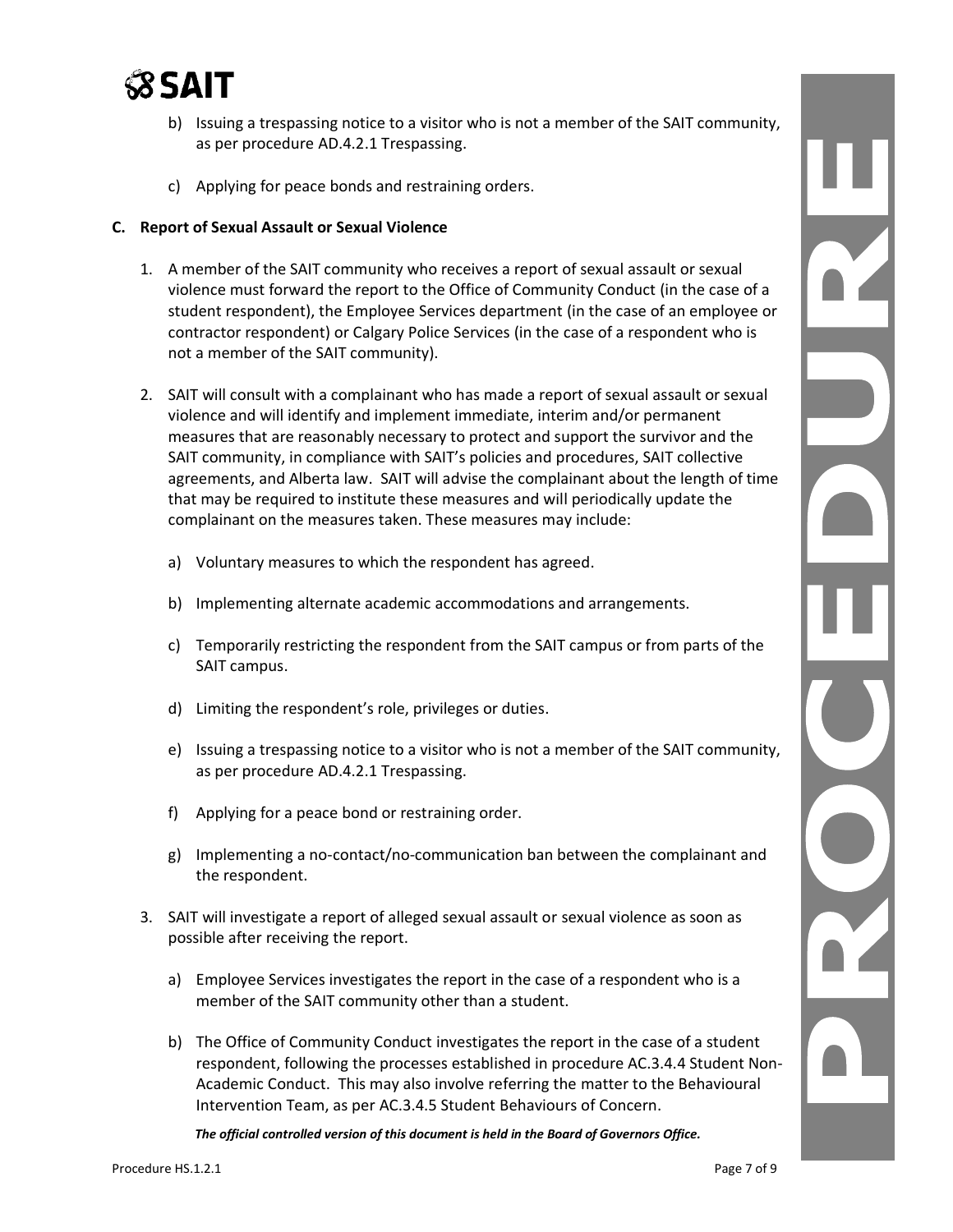b) Issuing a trespassing notice to a visitor who is not a member of the SAIT community, as per procedure AD.4.2.1 Trespassing.

c) Applying for peace bonds and restraining orders.

**C. Report of Sexual Assault or Sexual Violence**

1. A member of the SAIT community who receives a report of sexual assault or sexual violence must forward the report to the Office of Community Conduct (in the case of a student respondent), the Employee Services department (in the case of an employee or contractor respondent) or Calgary Police Services (in the case of a respondent who is not a member of the SAIT community).

2. SAIT will consult with a complainant who has made a report of sexual assault or sexual violence and will identify and implement immediate, interim and/or permanent measures that are reasonably necessary to protect and support the survivor and the SAIT community, in compliance with SAIT's policies and procedures, SAIT collective agreements, and Alberta law. SAIT will advise the complainant about the length of time that may be required to institute these measures and will periodically update the complainant on the measures taken. These measures may include:

   a) Voluntary measures to which the respondent has agreed.

   b) Implementing alternate academic accommodations and arrangements.

   c) Temporarily restricting the respondent from the SAIT campus or from parts of the SAIT campus.

   d) Limiting the respondent's role, privileges or duties.

   e) Issuing a trespassing notice to a visitor who is not a member of the SAIT community, as per procedure AD.4.2.1 Trespassing.

   f) Applying for a peace bond or restraining order.

   g) Implementing a no-contact/no-communication ban between the complainant and the respondent.

3. SAIT will investigate a report of alleged sexual assault or sexual violence as soon as possible after receiving the report.

   a) Employee Services investigates the report in the case of a respondent who is a member of the SAIT community other than a student.

   b) The Office of Community Conduct investigates the report in the case of a student respondent, following the processes established in procedure AC.3.4.4 Student Non-Academic Conduct. This may also involve referring the matter to the Behavioural Intervention Team, as per AC.3.4.5 Student Behaviours of Concern.

***The official controlled version of this document is held in the Board of Governors Office.***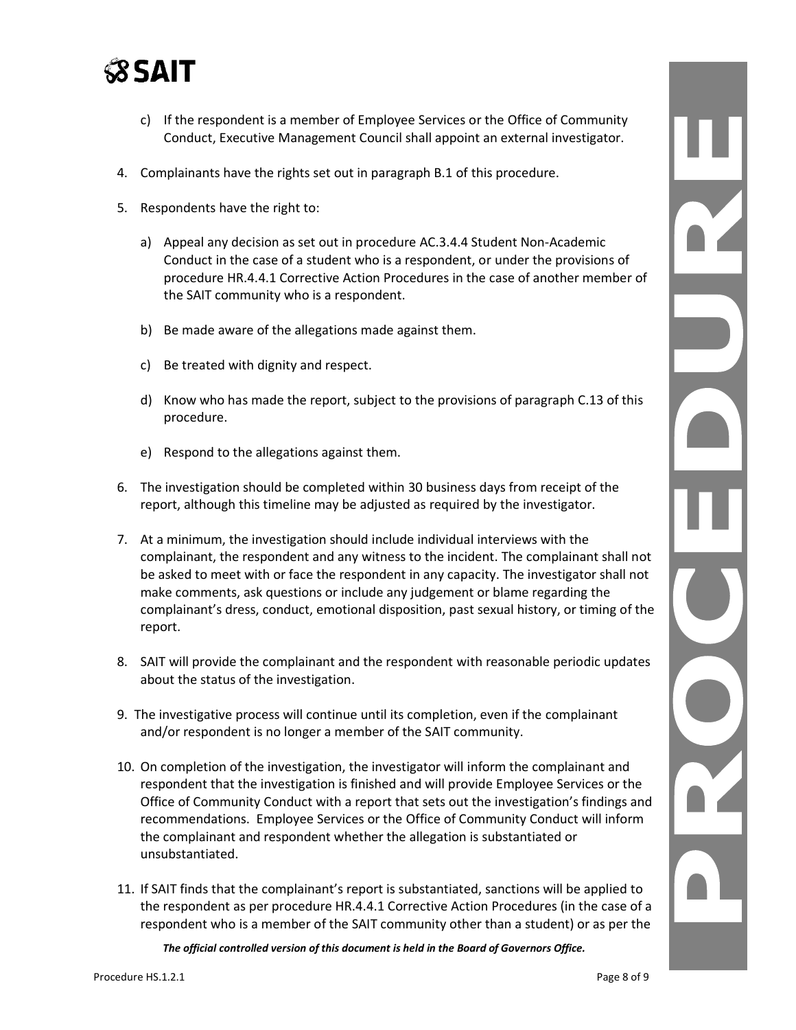c) If the respondent is a member of Employee Services or the Office of Community Conduct, Executive Management Council shall appoint an external investigator.

4. Complainants have the rights set out in paragraph B.1 of this procedure.

5. Respondents have the right to:

   a) Appeal any decision as set out in procedure AC.3.4.4 Student Non-Academic Conduct in the case of a student who is a respondent, or under the provisions of procedure HR.4.4.1 Corrective Action Procedures in the case of another member of the SAIT community who is a respondent.

   b) Be made aware of the allegations made against them.

   c) Be treated with dignity and respect.

   d) Know who has made the report, subject to the provisions of paragraph C.13 of this procedure.

   e) Respond to the allegations against them.

6. The investigation should be completed within 30 business days from receipt of the report, although this timeline may be adjusted as required by the investigator.

7. At a minimum, the investigation should include individual interviews with the complainant, the respondent and any witness to the incident. The complainant shall not be asked to meet with or face the respondent in any capacity. The investigator shall not make comments, ask questions or include any judgement or blame regarding the complainant's dress, conduct, emotional disposition, past sexual history, or timing of the report.

8. SAIT will provide the complainant and the respondent with reasonable periodic updates about the status of the investigation.

9. The investigative process will continue until its completion, even if the complainant and/or respondent is no longer a member of the SAIT community.

10. On completion of the investigation, the investigator will inform the complainant and respondent that the investigation is finished and will provide Employee Services or the Office of Community Conduct with a report that sets out the investigation's findings and recommendations. Employee Services or the Office of Community Conduct will inform the complainant and respondent whether the allegation is substantiated or unsubstantiated.

11. If SAIT finds that the complainant's report is substantiated, sanctions will be applied to the respondent as per procedure HR.4.4.1 Corrective Action Procedures (in the case of a respondent who is a member of the SAIT community other than a student) or as per the

*The official controlled version of this document is held in the Board of Governors Office.*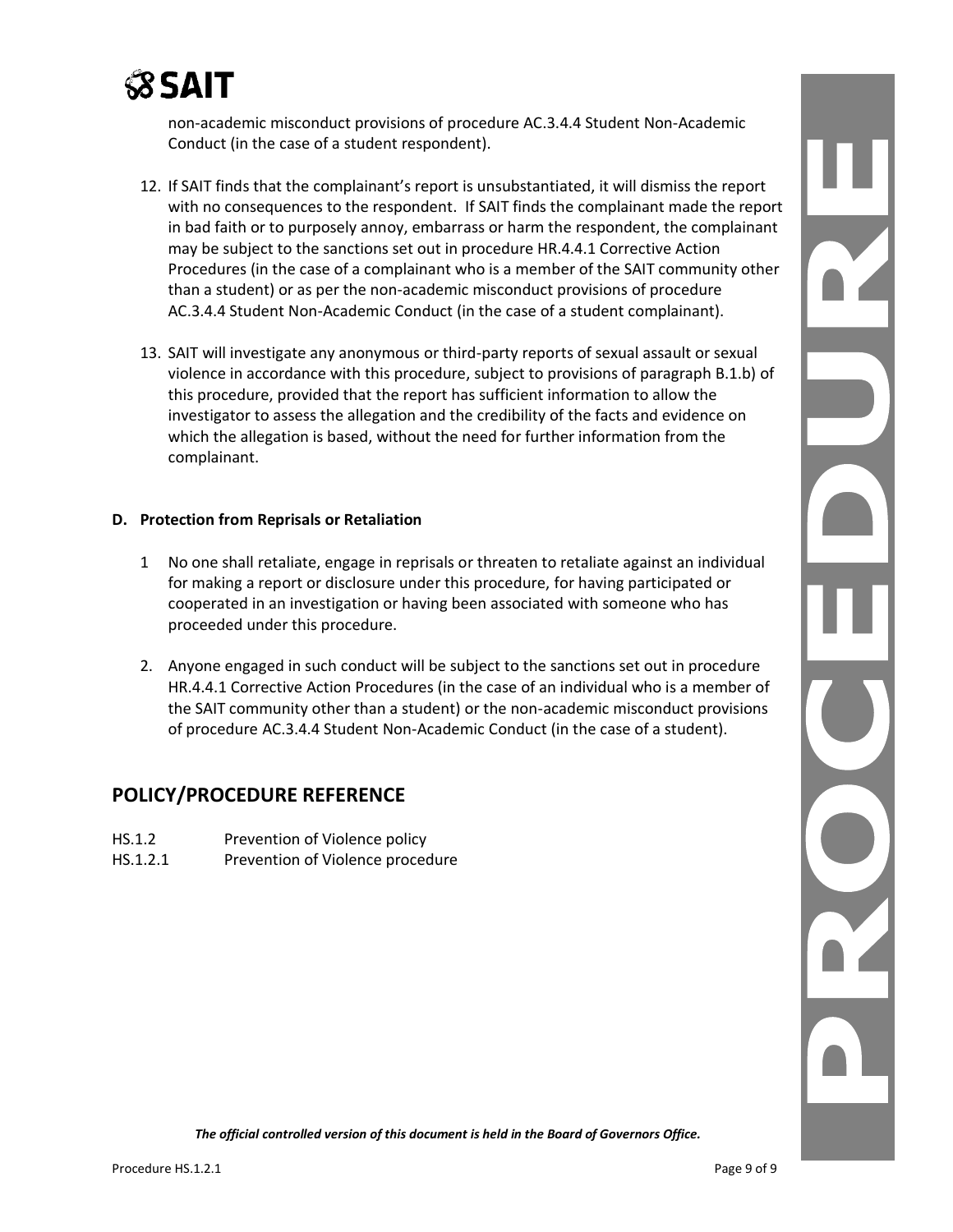non-academic misconduct provisions of procedure AC.3.4.4 Student Non-Academic Conduct (in the case of a student respondent).

12. If SAIT finds that the complainant's report is unsubstantiated, it will dismiss the report with no consequences to the respondent. If SAIT finds the complainant made the report in bad faith or to purposely annoy, embarrass or harm the respondent, the complainant may be subject to the sanctions set out in procedure HR.4.4.1 Corrective Action Procedures (in the case of a complainant who is a member of the SAIT community other than a student) or as per the non-academic misconduct provisions of procedure AC.3.4.4 Student Non-Academic Conduct (in the case of a student complainant).

13. SAIT will investigate any anonymous or third-party reports of sexual assault or sexual violence in accordance with this procedure, subject to provisions of paragraph B.1.b) of this procedure, provided that the report has sufficient information to allow the investigator to assess the allegation and the credibility of the facts and evidence on which the allegation is based, without the need for further information from the complainant.

**D. Protection from Reprisals or Retaliation**

1 No one shall retaliate, engage in reprisals or threaten to retaliate against an individual for making a report or disclosure under this procedure, for having participated or cooperated in an investigation or having been associated with someone who has proceeded under this procedure.

2. Anyone engaged in such conduct will be subject to the sanctions set out in procedure HR.4.4.1 Corrective Action Procedures (in the case of an individual who is a member of the SAIT community other than a student) or the non-academic misconduct provisions of procedure AC.3.4.4 Student Non-Academic Conduct (in the case of a student).

## POLICY/PROCEDURE REFERENCE

HS.1.2 Prevention of Violence policy
HS.1.2.1 Prevention of Violence procedure

*The official controlled version of this document is held in the Board of Governors Office.*